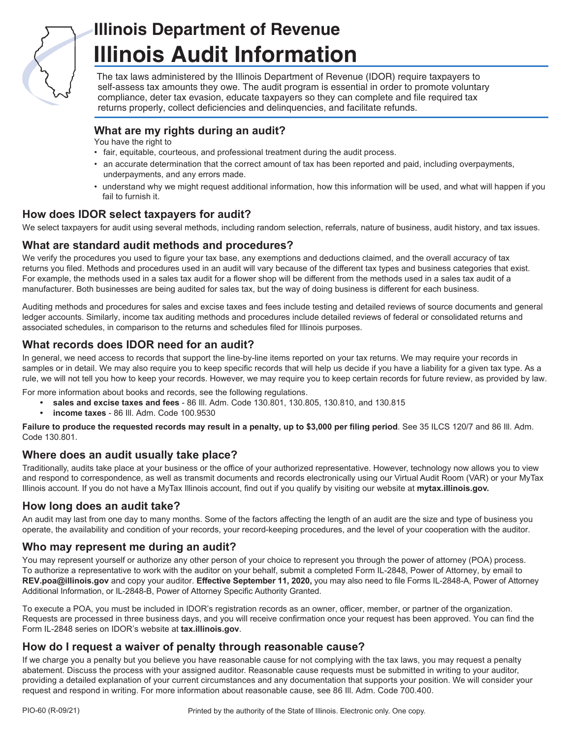# Illinois Department of Revenue

# Illinois Audit Information

The tax laws administered by the Illinois Department of Revenue (IDOR) require taxpayers to self-assess tax amounts they owe. The audit program is essential in order to promote voluntary compliance, deter tax evasion, educate taxpayers so they can complete and file required tax returns properly, collect deficiencies and delinquencies, and facilitate refunds.

## What are my rights during an audit?

You have the right to

- fair, equitable, courteous, and professional treatment during the audit process.
- an accurate determination that the correct amount of tax has been reported and paid, including overpayments, underpayments, and any errors made.
- understand why we might request additional information, how this information will be used, and what will happen if you fail to furnish it.

## How does IDOR select taxpayers for audit?

We select taxpayers for audit using several methods, including random selection, referrals, nature of business, audit history, and tax issues.

## What are standard audit methods and procedures?

We verify the procedures you used to figure your tax base, any exemptions and deductions claimed, and the overall accuracy of tax returns you filed. Methods and procedures used in an audit will vary because of the different tax types and business categories that exist. For example, the methods used in a sales tax audit for a flower shop will be different from the methods used in a sales tax audit of a manufacturer. Both businesses are being audited for sales tax, but the way of doing business is different for each business.

Auditing methods and procedures for sales and excise taxes and fees include testing and detailed reviews of source documents and general ledger accounts. Similarly, income tax auditing methods and procedures include detailed reviews of federal or consolidated returns and associated schedules, in comparison to the returns and schedules filed for Illinois purposes.

## What records does IDOR need for an audit?

In general, we need access to records that support the line-by-line items reported on your tax returns. We may require your records in samples or in detail. We may also require you to keep specific records that will help us decide if you have a liability for a given tax type. As a rule, we will not tell you how to keep your records. However, we may require you to keep certain records for future review, as provided by law.

For more information about books and records, see the following regulations.

- **sales and excise taxes and fees** - 86 Ill. Adm. Code 130.801, 130.805, 130.810, and 130.815
- **income taxes** - 86 Ill. Adm. Code 100.9530

**Failure to produce the requested records may result in a penalty, up to $3,000 per filing period**. See 35 ILCS 120/7 and 86 Ill. Adm. Code 130.801.

## Where does an audit usually take place?

Traditionally, audits take place at your business or the office of your authorized representative. However, technology now allows you to view and respond to correspondence, as well as transmit documents and records electronically using our Virtual Audit Room (VAR) or your MyTax Illinois account. If you do not have a MyTax Illinois account, find out if you qualify by visiting our website at **mytax.illinois.gov.**

## How long does an audit take?

An audit may last from one day to many months. Some of the factors affecting the length of an audit are the size and type of business you operate, the availability and condition of your records, your record-keeping procedures, and the level of your cooperation with the auditor.

## Who may represent me during an audit?

You may represent yourself or authorize any other person of your choice to represent you through the power of attorney (POA) process. To authorize a representative to work with the auditor on your behalf, submit a completed Form IL-2848, Power of Attorney, by email to **REV.poa@illinois.gov** and copy your auditor. **Effective September 11, 2020,** you may also need to file Forms IL-2848-A, Power of Attorney Additional Information, or IL-2848-B, Power of Attorney Specific Authority Granted.

To execute a POA, you must be included in IDOR's registration records as an owner, officer, member, or partner of the organization. Requests are processed in three business days, and you will receive confirmation once your request has been approved. You can find the Form IL-2848 series on IDOR's website at **tax.illinois.gov**.

## How do I request a waiver of penalty through reasonable cause?

If we charge you a penalty but you believe you have reasonable cause for not complying with the tax laws, you may request a penalty abatement. Discuss the process with your assigned auditor. Reasonable cause requests must be submitted in writing to your auditor, providing a detailed explanation of your current circumstances and any documentation that supports your position. We will consider your request and respond in writing. For more information about reasonable cause, see 86 Ill. Adm. Code 700.400.

PIO-60 (R-09/21) Printed by the authority of the State of Illinois. Electronic only. One copy.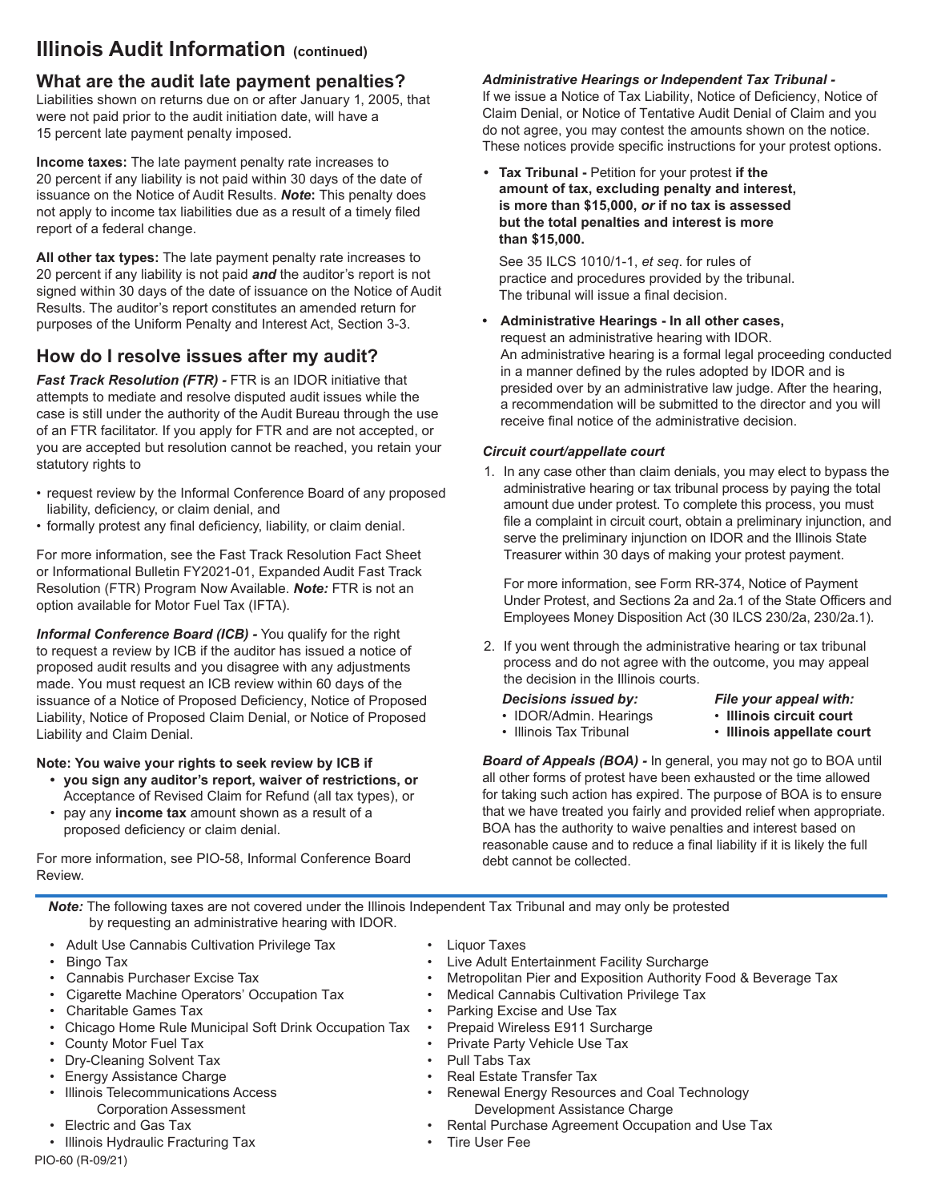# Illinois Audit Information (continued)

## What are the audit late payment penalties?

Liabilities shown on returns due on or after January 1, 2005, that were not paid prior to the audit initiation date, will have a 15 percent late payment penalty imposed.

**Income taxes:** The late payment penalty rate increases to 20 percent if any liability is not paid within 30 days of the date of issuance on the Notice of Audit Results. ***Note*:** This penalty does not apply to income tax liabilities due as a result of a timely filed report of a federal change.

**All other tax types:** The late payment penalty rate increases to 20 percent if any liability is not paid ***and*** the auditor's report is not signed within 30 days of the date of issuance on the Notice of Audit Results. The auditor's report constitutes an amended return for purposes of the Uniform Penalty and Interest Act, Section 3-3.

## How do I resolve issues after my audit?

***Fast Track Resolution (FTR) -*** FTR is an IDOR initiative that attempts to mediate and resolve disputed audit issues while the case is still under the authority of the Audit Bureau through the use of an FTR facilitator. If you apply for FTR and are not accepted, or you are accepted but resolution cannot be reached, you retain your statutory rights to

- request review by the Informal Conference Board of any proposed liability, deficiency, or claim denial, and
- formally protest any final deficiency, liability, or claim denial.

For more information, see the Fast Track Resolution Fact Sheet or Informational Bulletin FY2021-01, Expanded Audit Fast Track Resolution (FTR) Program Now Available. ***Note:*** FTR is not an option available for Motor Fuel Tax (IFTA).

***Informal Conference Board (ICB) -*** You qualify for the right to request a review by ICB if the auditor has issued a notice of proposed audit results and you disagree with any adjustments made. You must request an ICB review within 60 days of the issuance of a Notice of Proposed Deficiency, Notice of Proposed Liability, Notice of Proposed Claim Denial, or Notice of Proposed Liability and Claim Denial.

**Note: You waive your rights to seek review by ICB if**

- **you sign any auditor's report, waiver of restrictions, or** Acceptance of Revised Claim for Refund (all tax types), or
- pay any **income tax** amount shown as a result of a proposed deficiency or claim denial.

For more information, see PIO-58, Informal Conference Board Review.

***Administrative Hearings or Independent Tax Tribunal -***

If we issue a Notice of Tax Liability, Notice of Deficiency, Notice of Claim Denial, or Notice of Tentative Audit Denial of Claim and you do not agree, you may contest the amounts shown on the notice. These notices provide specific instructions for your protest options.

- **Tax Tribunal -** Petition for your protest **if the amount of tax, excluding penalty and interest, is more than $15,000, *or* if no tax is assessed but the total penalties and interest is more than $15,000.**

  See 35 ILCS 1010/1-1, *et seq*. for rules of practice and procedures provided by the tribunal. The tribunal will issue a final decision.

- **Administrative Hearings - In all other cases,** request an administrative hearing with IDOR. An administrative hearing is a formal legal proceeding conducted in a manner defined by the rules adopted by IDOR and is presided over by an administrative law judge. After the hearing, a recommendation will be submitted to the director and you will receive final notice of the administrative decision.

***Circuit court/appellate court***

1. In any case other than claim denials, you may elect to bypass the administrative hearing or tax tribunal process by paying the total amount due under protest. To complete this process, you must file a complaint in circuit court, obtain a preliminary injunction, and serve the preliminary injunction on IDOR and the Illinois State Treasurer within 30 days of making your protest payment.

   For more information, see Form RR-374, Notice of Payment Under Protest, and Sections 2a and 2a.1 of the State Officers and Employees Money Disposition Act (30 ILCS 230/2a, 230/2a.1).

2. If you went through the administrative hearing or tax tribunal process and do not agree with the outcome, you may appeal the decision in the Illinois courts.

| *Decisions issued by:* | *File your appeal with:* |
|---|---|
| IDOR/Admin. Hearings | **Illinois circuit court** |
| Illinois Tax Tribunal | **Illinois appellate court** |

***Board of Appeals (BOA) -*** In general, you may not go to BOA until all other forms of protest have been exhausted or the time allowed for taking such action has expired. The purpose of BOA is to ensure that we have treated you fairly and provided relief when appropriate. BOA has the authority to waive penalties and interest based on reasonable cause and to reduce a final liability if it is likely the full debt cannot be collected.

***Note:*** The following taxes are not covered under the Illinois Independent Tax Tribunal and may only be protested by requesting an administrative hearing with IDOR.

- Adult Use Cannabis Cultivation Privilege Tax
- Bingo Tax
- Cannabis Purchaser Excise Tax
- Cigarette Machine Operators' Occupation Tax
- Charitable Games Tax
- Chicago Home Rule Municipal Soft Drink Occupation Tax
- County Motor Fuel Tax
- Dry-Cleaning Solvent Tax
- Energy Assistance Charge
- Illinois Telecommunications Access Corporation Assessment
- Electric and Gas Tax
- Illinois Hydraulic Fracturing Tax
- Liquor Taxes
- Live Adult Entertainment Facility Surcharge
- Metropolitan Pier and Exposition Authority Food & Beverage Tax
- Medical Cannabis Cultivation Privilege Tax
- Parking Excise and Use Tax
- Prepaid Wireless E911 Surcharge
- Private Party Vehicle Use Tax
- Pull Tabs Tax
- Real Estate Transfer Tax
- Renewal Energy Resources and Coal Technology Development Assistance Charge
- Rental Purchase Agreement Occupation and Use Tax
- Tire User Fee

PIO-60 (R-09/21)